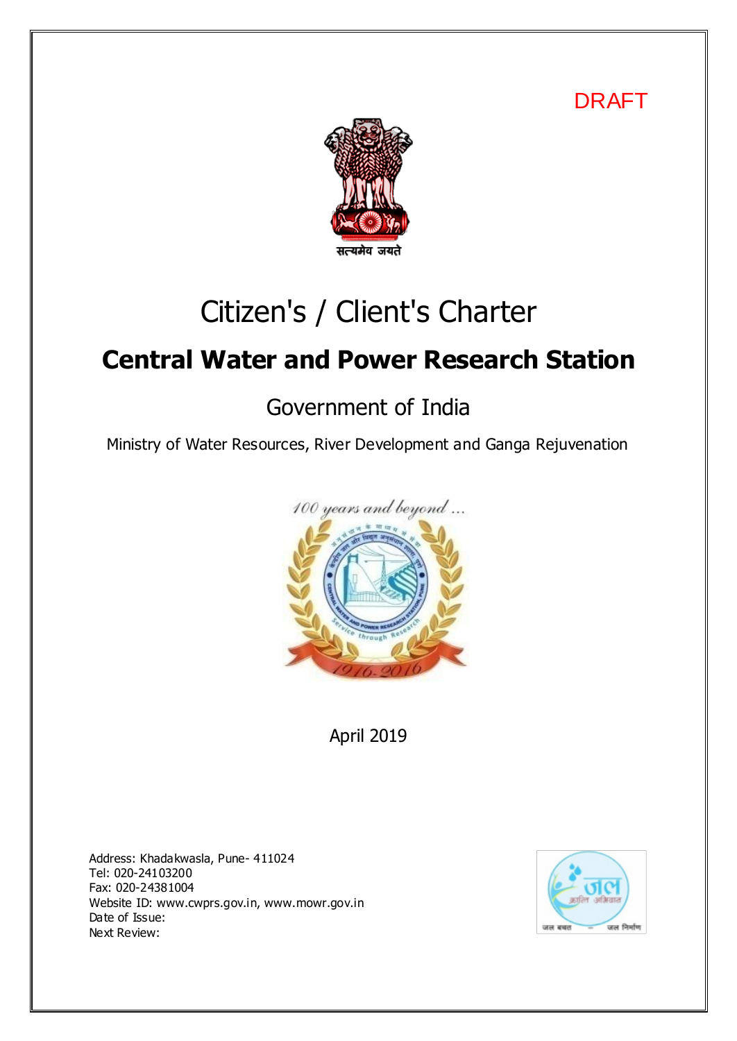DRAFT

सत्यमेव जयते

# Citizen's / Client's Charter

## Central Water and Power Research Station

### Government of India

Ministry of Water Resources, River Development and Ganga Rejuvenation

April 2019

Address: Khadakwasla, Pune- 411024
Tel: 020-24103200
Fax: 020-24381004
Website ID: www.cwprs.gov.in, www.mowr.gov.in
Date of Issue:
Next Review: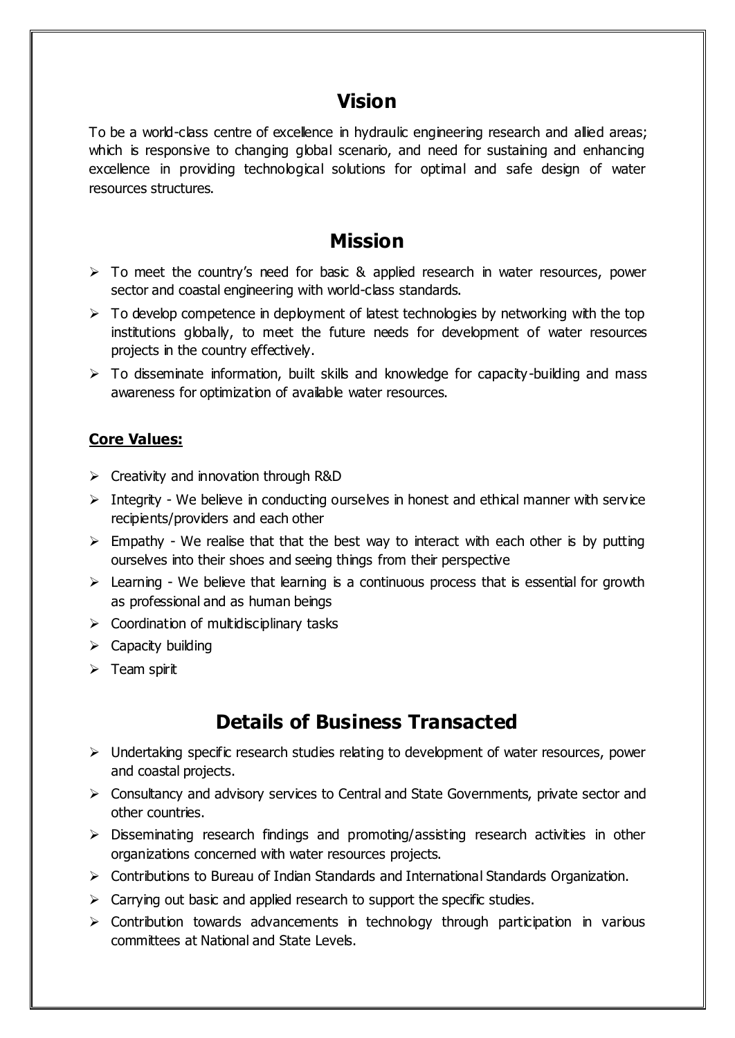## Vision

To be a world-class centre of excellence in hydraulic engineering research and allied areas; which is responsive to changing global scenario, and need for sustaining and enhancing excellence in providing technological solutions for optimal and safe design of water resources structures.

## Mission

- To meet the country's need for basic & applied research in water resources, power sector and coastal engineering with world-class standards.
- To develop competence in deployment of latest technologies by networking with the top institutions globally, to meet the future needs for development of water resources projects in the country effectively.
- To disseminate information, built skills and knowledge for capacity-building and mass awareness for optimization of available water resources.

### Core Values:

- Creativity and innovation through R&D
- Integrity - We believe in conducting ourselves in honest and ethical manner with service recipients/providers and each other
- Empathy - We realise that that the best way to interact with each other is by putting ourselves into their shoes and seeing things from their perspective
- Learning - We believe that learning is a continuous process that is essential for growth as professional and as human beings
- Coordination of multidisciplinary tasks
- Capacity building
- Team spirit

## Details of Business Transacted

- Undertaking specific research studies relating to development of water resources, power and coastal projects.
- Consultancy and advisory services to Central and State Governments, private sector and other countries.
- Disseminating research findings and promoting/assisting research activities in other organizations concerned with water resources projects.
- Contributions to Bureau of Indian Standards and International Standards Organization.
- Carrying out basic and applied research to support the specific studies.
- Contribution towards advancements in technology through participation in various committees at National and State Levels.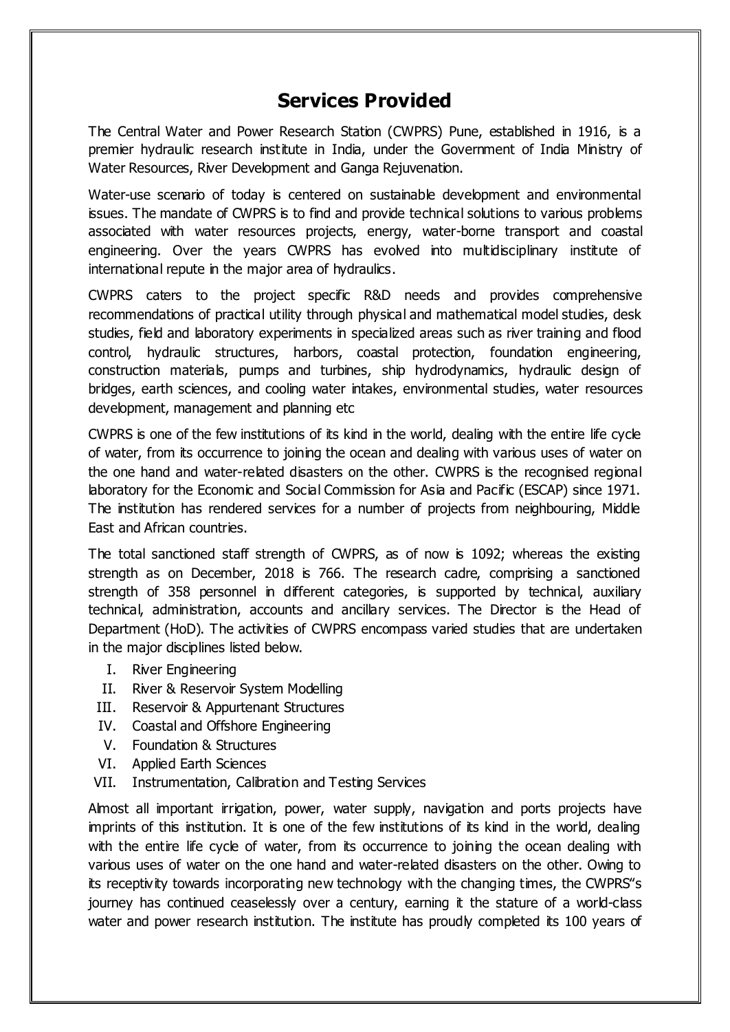# Services Provided

The Central Water and Power Research Station (CWPRS) Pune, established in 1916, is a premier hydraulic research institute in India, under the Government of India Ministry of Water Resources, River Development and Ganga Rejuvenation.

Water-use scenario of today is centered on sustainable development and environmental issues. The mandate of CWPRS is to find and provide technical solutions to various problems associated with water resources projects, energy, water-borne transport and coastal engineering. Over the years CWPRS has evolved into multidisciplinary institute of international repute in the major area of hydraulics.

CWPRS caters to the project specific R&D needs and provides comprehensive recommendations of practical utility through physical and mathematical model studies, desk studies, field and laboratory experiments in specialized areas such as river training and flood control, hydraulic structures, harbors, coastal protection, foundation engineering, construction materials, pumps and turbines, ship hydrodynamics, hydraulic design of bridges, earth sciences, and cooling water intakes, environmental studies, water resources development, management and planning etc

CWPRS is one of the few institutions of its kind in the world, dealing with the entire life cycle of water, from its occurrence to joining the ocean and dealing with various uses of water on the one hand and water-related disasters on the other. CWPRS is the recognised regional laboratory for the Economic and Social Commission for Asia and Pacific (ESCAP) since 1971. The institution has rendered services for a number of projects from neighbouring, Middle East and African countries.

The total sanctioned staff strength of CWPRS, as of now is 1092; whereas the existing strength as on December, 2018 is 766. The research cadre, comprising a sanctioned strength of 358 personnel in different categories, is supported by technical, auxiliary technical, administration, accounts and ancillary services. The Director is the Head of Department (HoD). The activities of CWPRS encompass varied studies that are undertaken in the major disciplines listed below.

I. River Engineering
II. River & Reservoir System Modelling
III. Reservoir & Appurtenant Structures
IV. Coastal and Offshore Engineering
V. Foundation & Structures
VI. Applied Earth Sciences
VII. Instrumentation, Calibration and Testing Services

Almost all important irrigation, power, water supply, navigation and ports projects have imprints of this institution. It is one of the few institutions of its kind in the world, dealing with the entire life cycle of water, from its occurrence to joining the ocean dealing with various uses of water on the one hand and water-related disasters on the other. Owing to its receptivity towards incorporating new technology with the changing times, the CWPRS"s journey has continued ceaselessly over a century, earning it the stature of a world-class water and power research institution. The institute has proudly completed its 100 years of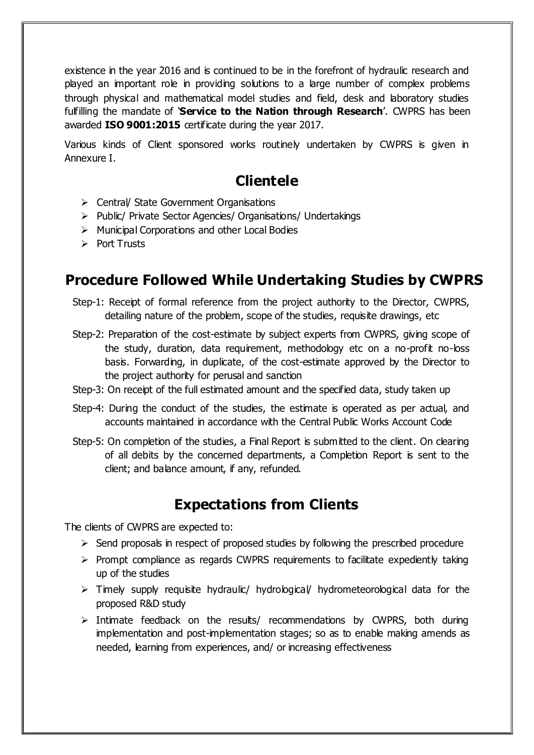existence in the year 2016 and is continued to be in the forefront of hydraulic research and played an important role in providing solutions to a large number of complex problems through physical and mathematical model studies and field, desk and laboratory studies fulfilling the mandate of '**Service to the Nation through Research**'. CWPRS has been awarded **ISO 9001:2015** certificate during the year 2017.

Various kinds of Client sponsored works routinely undertaken by CWPRS is given in Annexure I.

## Clientele

- Central/ State Government Organisations
- Public/ Private Sector Agencies/ Organisations/ Undertakings
- Municipal Corporations and other Local Bodies
- Port Trusts

## Procedure Followed While Undertaking Studies by CWPRS

Step-1: Receipt of formal reference from the project authority to the Director, CWPRS, detailing nature of the problem, scope of the studies, requisite drawings, etc

Step-2: Preparation of the cost-estimate by subject experts from CWPRS, giving scope of the study, duration, data requirement, methodology etc on a no-profit no-loss basis. Forwarding, in duplicate, of the cost-estimate approved by the Director to the project authority for perusal and sanction

Step-3: On receipt of the full estimated amount and the specified data, study taken up

Step-4: During the conduct of the studies, the estimate is operated as per actual, and accounts maintained in accordance with the Central Public Works Account Code

Step-5: On completion of the studies, a Final Report is submitted to the client. On clearing of all debits by the concerned departments, a Completion Report is sent to the client; and balance amount, if any, refunded.

## Expectations from Clients

The clients of CWPRS are expected to:

- Send proposals in respect of proposed studies by following the prescribed procedure
- Prompt compliance as regards CWPRS requirements to facilitate expediently taking up of the studies
- Timely supply requisite hydraulic/ hydrological/ hydrometeorological data for the proposed R&D study
- Intimate feedback on the results/ recommendations by CWPRS, both during implementation and post-implementation stages; so as to enable making amends as needed, learning from experiences, and/ or increasing effectiveness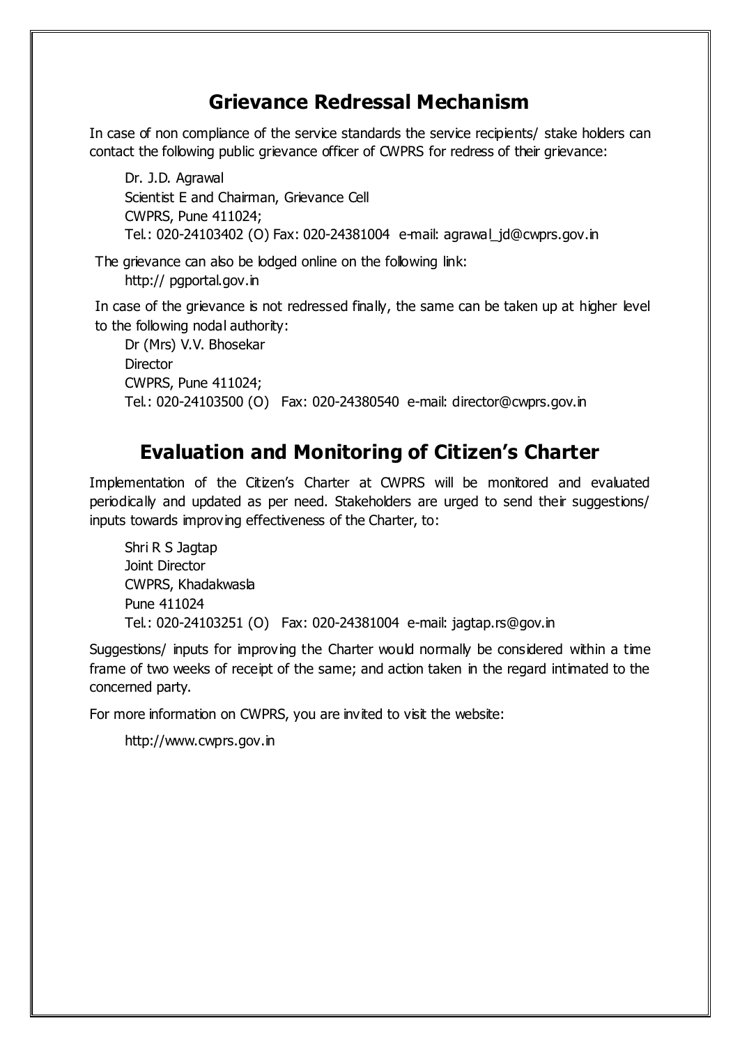## Grievance Redressal Mechanism

In case of non compliance of the service standards the service recipients/ stake holders can contact the following public grievance officer of CWPRS for redress of their grievance:

Dr. J.D. Agrawal
Scientist E and Chairman, Grievance Cell
CWPRS, Pune 411024;
Tel.: 020-24103402 (O) Fax: 020-24381004 e-mail: agrawal_jd@cwprs.gov.in

The grievance can also be lodged online on the following link:
http:// pgportal.gov.in

In case of the grievance is not redressed finally, the same can be taken up at higher level to the following nodal authority:

Dr (Mrs) V.V. Bhosekar
Director
CWPRS, Pune 411024;
Tel.: 020-24103500 (O) Fax: 020-24380540 e-mail: director@cwprs.gov.in

## Evaluation and Monitoring of Citizen's Charter

Implementation of the Citizen's Charter at CWPRS will be monitored and evaluated periodically and updated as per need. Stakeholders are urged to send their suggestions/ inputs towards improving effectiveness of the Charter, to:

Shri R S Jagtap
Joint Director
CWPRS, Khadakwasla
Pune 411024
Tel.: 020-24103251 (O) Fax: 020-24381004 e-mail: jagtap.rs@gov.in

Suggestions/ inputs for improving the Charter would normally be considered within a time frame of two weeks of receipt of the same; and action taken in the regard intimated to the concerned party.

For more information on CWPRS, you are invited to visit the website:

http://www.cwprs.gov.in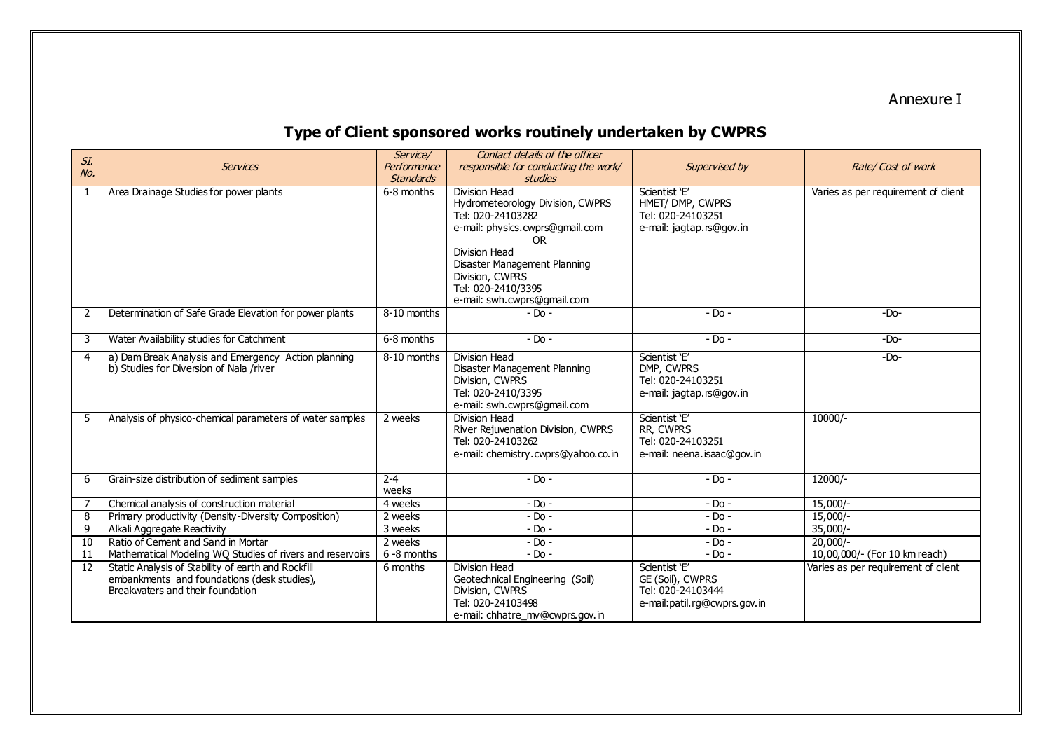Annexure I

## Type of Client sponsored works routinely undertaken by CWPRS

| Sl. No. | Services | Service/ Performance Standards | Contact details of the officer responsible for conducting the work/ studies | Supervised by | Rate/ Cost of work |
|---|---|---|---|---|---|
| 1 | Area Drainage Studies for power plants | 6-8 months | Division Head<br>Hydrometeorology Division, CWPRS<br>Tel: 020-24103282<br>e-mail: physics.cwprs@gmail.com<br>OR<br>Division Head<br>Disaster Management Planning Division, CWPRS<br>Tel: 020-2410/3395<br>e-mail: swh.cwprs@gmail.com | Scientist 'E'<br>HMET/ DMP, CWPRS<br>Tel: 020-24103251<br>e-mail: jagtap.rs@gov.in | Varies as per requirement of client |
| 2 | Determination of Safe Grade Elevation for power plants | 8-10 months | - Do - | - Do - | -Do- |
| 3 | Water Availability studies for Catchment | 6-8 months | - Do - | - Do - | -Do- |
| 4 | a) Dam Break Analysis and Emergency Action planning<br>b) Studies for Diversion of Nala /river | 8-10 months | Division Head<br>Disaster Management Planning Division, CWPRS<br>Tel: 020-2410/3395<br>e-mail: swh.cwprs@gmail.com | Scientist 'E'<br>DMP, CWPRS<br>Tel: 020-24103251<br>e-mail: jagtap.rs@gov.in | -Do- |
| 5 | Analysis of physico-chemical parameters of water samples | 2 weeks | Division Head<br>River Rejuvenation Division, CWPRS<br>Tel: 020-24103262<br>e-mail: chemistry.cwprs@yahoo.co.in | Scientist 'E'<br>RR, CWPRS<br>Tel: 020-24103251<br>e-mail: neena.isaac@gov.in | 10000/- |
| 6 | Grain-size distribution of sediment samples | 2-4 weeks | - Do - | - Do - | 12000/- |
| 7 | Chemical analysis of construction material | 4 weeks | - Do - | - Do - | 15,000/- |
| 8 | Primary productivity (Density-Diversity Composition) | 2 weeks | - Do - | - Do - | 15,000/- |
| 9 | Alkali Aggregate Reactivity | 3 weeks | - Do - | - Do - | 35,000/- |
| 10 | Ratio of Cement and Sand in Mortar | 2 weeks | - Do - | - Do - | 20,000/- |
| 11 | Mathematical Modeling WQ Studies of rivers and reservoirs | 6 -8 months | - Do - | - Do - | 10,00,000/- (For 10 km reach) |
| 12 | Static Analysis of Stability of earth and Rockfill embankments and foundations (desk studies), Breakwaters and their foundation | 6 months | Division Head<br>Geotechnical Engineering (Soil) Division, CWPRS<br>Tel: 020-24103498<br>e-mail: chhatre_mv@cwprs.gov.in | Scientist 'E'<br>GE (Soil), CWPRS<br>Tel: 020-24103444<br>e-mail:patil.rg@cwprs.gov.in | Varies as per requirement of client |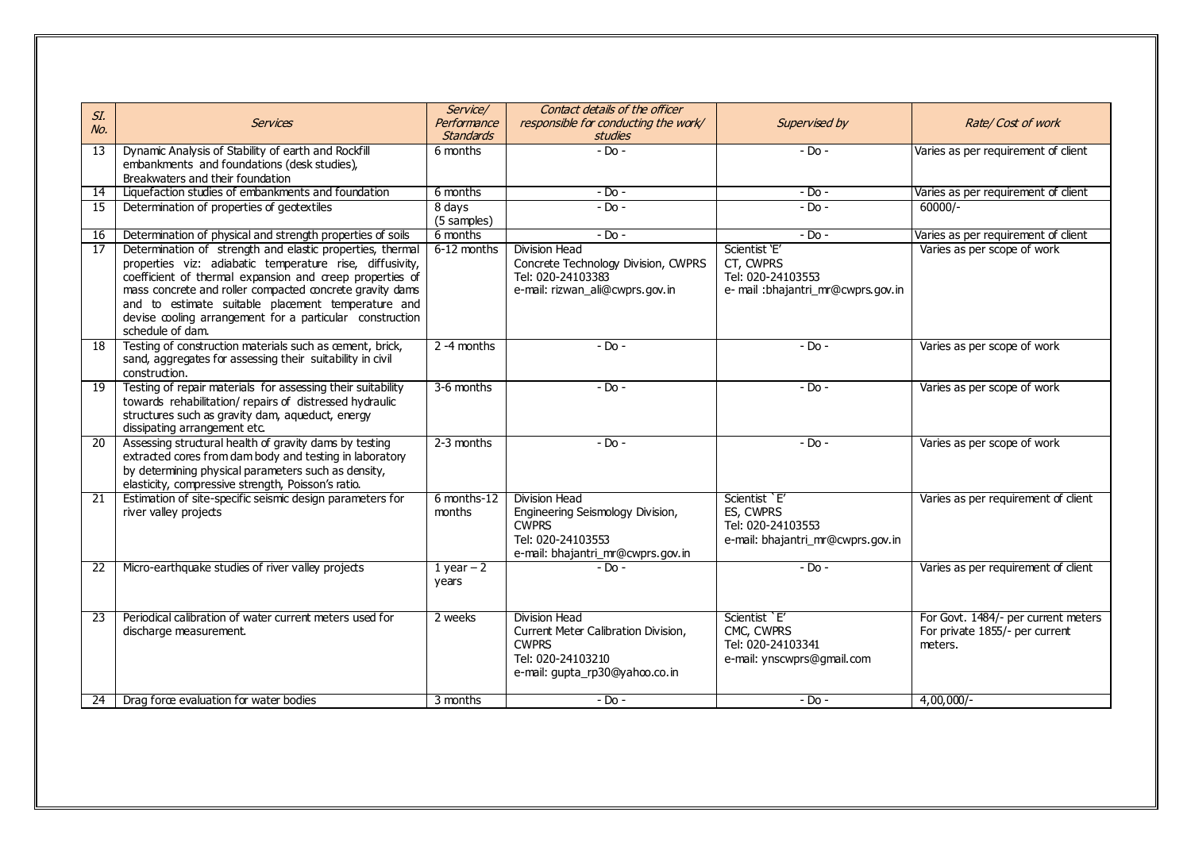| Sl. No. | Services | Service/ Performance Standards | Contact details of the officer responsible for conducting the work/ studies | Supervised by | Rate/ Cost of work |
|---|---|---|---|---|---|
| 13 | Dynamic Analysis of Stability of earth and Rockfill embankments and foundations (desk studies), Breakwaters and their foundation | 6 months | - Do - | - Do - | Varies as per requirement of client |
| 14 | Liquefaction studies of embankments and foundation | 6 months | - Do - | - Do - | Varies as per requirement of client |
| 15 | Determination of properties of geotextiles | 8 days (5 samples) | - Do - | - Do - | 60000/- |
| 16 | Determination of physical and strength properties of soils | 6 months | - Do - | - Do - | Varies as per requirement of client |
| 17 | Determination of strength and elastic properties, thermal properties viz: adiabatic temperature rise, diffusivity, coefficient of thermal expansion and creep properties of mass concrete and roller compacted concrete gravity dams and to estimate suitable placement temperature and devise cooling arrangement for a particular construction schedule of dam. | 6-12 months | Division Head<br>Concrete Technology Division, CWPRS<br>Tel: 020-24103383<br>e-mail: rizwan_ali@cwprs.gov.in | Scientist 'E'<br>CT, CWPRS<br>Tel: 020-24103553<br>e- mail :bhajantri_mr@cwprs.gov.in | Varies as per scope of work |
| 18 | Testing of construction materials such as cement, brick, sand, aggregates for assessing their suitability in civil construction. | 2 -4 months | - Do - | - Do - | Varies as per scope of work |
| 19 | Testing of repair materials for assessing their suitability towards rehabilitation/ repairs of distressed hydraulic structures such as gravity dam, aqueduct, energy dissipating arrangement etc. | 3-6 months | - Do - | - Do - | Varies as per scope of work |
| 20 | Assessing structural health of gravity dams by testing extracted cores from dam body and testing in laboratory by determining physical parameters such as density, elasticity, compressive strength, Poisson's ratio. | 2-3 months | - Do - | - Do - | Varies as per scope of work |
| 21 | Estimation of site-specific seismic design parameters for river valley projects | 6 months-12 months | Division Head<br>Engineering Seismology Division, CWPRS<br>Tel: 020-24103553<br>e-mail: bhajantri_mr@cwprs.gov.in | Scientist `E'<br>ES, CWPRS<br>Tel: 020-24103553<br>e-mail: bhajantri_mr@cwprs.gov.in | Varies as per requirement of client |
| 22 | Micro-earthquake studies of river valley projects | 1 year – 2 years | - Do - | - Do - | Varies as per requirement of client |
| 23 | Periodical calibration of water current meters used for discharge measurement. | 2 weeks | Division Head<br>Current Meter Calibration Division, CWPRS<br>Tel: 020-24103210<br>e-mail: gupta_rp30@yahoo.co.in | Scientist `E'<br>CMC, CWPRS<br>Tel: 020-24103341<br>e-mail: ynscwprs@gmail.com | For Govt. 1484/- per current meters<br>For private 1855/- per current meters. |
| 24 | Drag force evaluation for water bodies | 3 months | - Do - | - Do - | 4,00,000/- |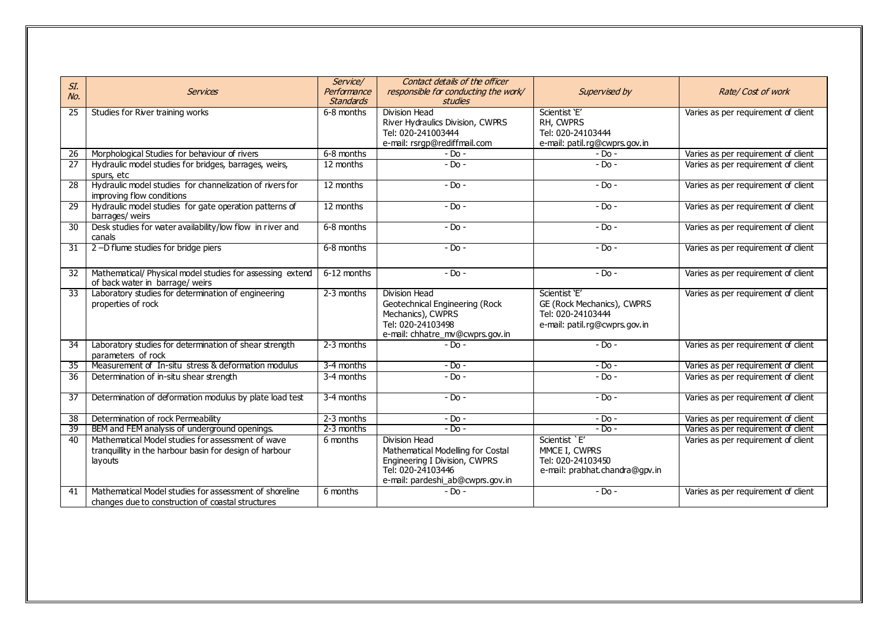| Sl. No. | Services | Service/ Performance Standards | Contact details of the officer responsible for conducting the work/ studies | Supervised by | Rate/ Cost of work |
|---|---|---|---|---|---|
| 25 | Studies for River training works | 6-8 months | Division Head<br>River Hydraulics Division, CWPRS<br>Tel: 020-241003444<br>e-mail: rsrgp@rediffmail.com | Scientist 'E'<br>RH, CWPRS<br>Tel: 020-24103444<br>e-mail: patil.rg@cwprs.gov.in | Varies as per requirement of client |
| 26 | Morphological Studies for behaviour of rivers | 6-8 months | - Do - | - Do - | Varies as per requirement of client |
| 27 | Hydraulic model studies for bridges, barrages, weirs, spurs, etc | 12 months | - Do - | - Do - | Varies as per requirement of client |
| 28 | Hydraulic model studies for channelization of rivers for improving flow conditions | 12 months | - Do - | - Do - | Varies as per requirement of client |
| 29 | Hydraulic model studies for gate operation patterns of barrages/ weirs | 12 months | - Do - | - Do - | Varies as per requirement of client |
| 30 | Desk studies for water availability/low flow in river and canals | 6-8 months | - Do - | - Do - | Varies as per requirement of client |
| 31 | 2 –D flume studies for bridge piers | 6-8 months | - Do - | - Do - | Varies as per requirement of client |
| 32 | Mathematical/ Physical model studies for assessing extend of back water in barrage/ weirs | 6-12 months | - Do - | - Do - | Varies as per requirement of client |
| 33 | Laboratory studies for determination of engineering properties of rock | 2-3 months | Division Head<br>Geotechnical Engineering (Rock Mechanics), CWPRS<br>Tel: 020-24103498<br>e-mail: chhatre_mv@cwprs.gov.in | Scientist 'E'<br>GE (Rock Mechanics), CWPRS<br>Tel: 020-24103444<br>e-mail: patil.rg@cwprs.gov.in | Varies as per requirement of client |
| 34 | Laboratory studies for determination of shear strength parameters of rock | 2-3 months | - Do - | - Do - | Varies as per requirement of client |
| 35 | Measurement of In-situ stress & deformation modulus | 3-4 months | - Do - | - Do - | Varies as per requirement of client |
| 36 | Determination of in-situ shear strength | 3-4 months | - Do - | - Do - | Varies as per requirement of client |
| 37 | Determination of deformation modulus by plate load test | 3-4 months | - Do - | - Do - | Varies as per requirement of client |
| 38 | Determination of rock Permeability | 2-3 months | - Do - | - Do - | Varies as per requirement of client |
| 39 | BEM and FEM analysis of underground openings. | 2-3 months | - Do - | - Do - | Varies as per requirement of client |
| 40 | Mathematical Model studies for assessment of wave tranquillity in the harbour basin for design of harbour layouts | 6 months | Division Head<br>Mathematical Modelling for Costal Engineering I Division, CWPRS<br>Tel: 020-24103446<br>e-mail: pardeshi_ab@cwprs.gov.in | Scientist `E'<br>MMCE I, CWPRS<br>Tel: 020-24103450<br>e-mail: prabhat.chandra@gpv.in | Varies as per requirement of client |
| 41 | Mathematical Model studies for assessment of shoreline changes due to construction of coastal structures | 6 months | - Do - | - Do - | Varies as per requirement of client |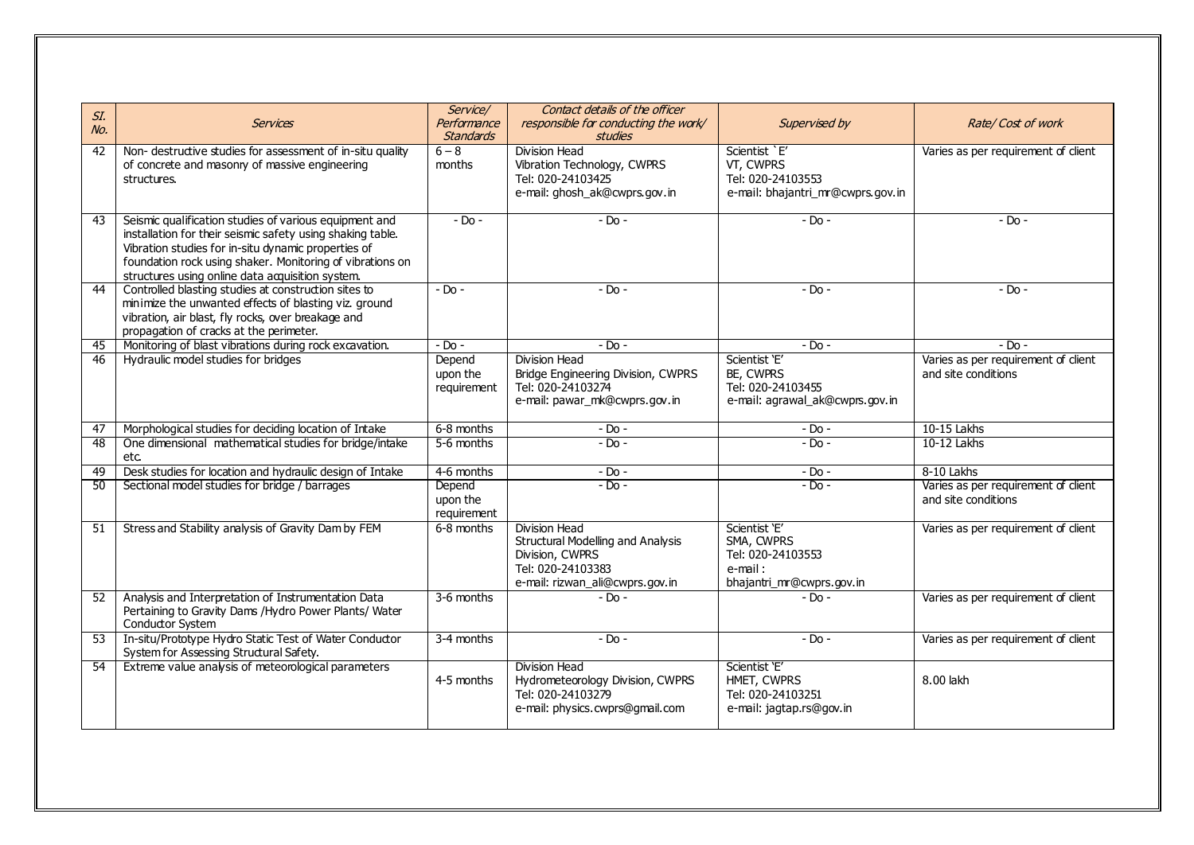| Sl. No. | Services | Service/ Performance Standards | Contact details of the officer responsible for conducting the work/ studies | Supervised by | Rate/ Cost of work |
|---|---|---|---|---|---|
| 42 | Non- destructive studies for assessment of in-situ quality of concrete and masonry of massive engineering structures. | 6 – 8 months | Division Head<br>Vibration Technology, CWPRS<br>Tel: 020-24103425<br>e-mail: ghosh_ak@cwprs.gov.in | Scientist `E'<br>VT, CWPRS<br>Tel: 020-24103553<br>e-mail: bhajantri_mr@cwprs.gov.in | Varies as per requirement of client |
| 43 | Seismic qualification studies of various equipment and installation for their seismic safety using shaking table. Vibration studies for in-situ dynamic properties of foundation rock using shaker. Monitoring of vibrations on structures using online data acquisition system. | - Do - | - Do - | - Do - | - Do - |
| 44 | Controlled blasting studies at construction sites to minimize the unwanted effects of blasting viz. ground vibration, air blast, fly rocks, over breakage and propagation of cracks at the perimeter. | - Do - | - Do - | - Do - | - Do - |
| 45 | Monitoring of blast vibrations during rock excavation. | - Do - | - Do - | - Do - | - Do - |
| 46 | Hydraulic model studies for bridges | Depend upon the requirement | Division Head<br>Bridge Engineering Division, CWPRS<br>Tel: 020-24103274<br>e-mail: pawar_mk@cwprs.gov.in | Scientist 'E'<br>BE, CWPRS<br>Tel: 020-24103455<br>e-mail: agrawal_ak@cwprs.gov.in | Varies as per requirement of client and site conditions |
| 47 | Morphological studies for deciding location of Intake | 6-8 months | - Do - | - Do - | 10-15 Lakhs |
| 48 | One dimensional mathematical studies for bridge/intake etc. | 5-6 months | - Do - | - Do - | 10-12 Lakhs |
| 49 | Desk studies for location and hydraulic design of Intake | 4-6 months | - Do - | - Do - | 8-10 Lakhs |
| 50 | Sectional model studies for bridge / barrages | Depend upon the requirement | - Do - | - Do - | Varies as per requirement of client and site conditions |
| 51 | Stress and Stability analysis of Gravity Dam by FEM | 6-8 months | Division Head<br>Structural Modelling and Analysis Division, CWPRS<br>Tel: 020-24103383<br>e-mail: rizwan_ali@cwprs.gov.in | Scientist 'E'<br>SMA, CWPRS<br>Tel: 020-24103553<br>e-mail :<br>bhajantri_mr@cwprs.gov.in | Varies as per requirement of client |
| 52 | Analysis and Interpretation of Instrumentation Data Pertaining to Gravity Dams /Hydro Power Plants/ Water Conductor System | 3-6 months | - Do - | - Do - | Varies as per requirement of client |
| 53 | In-situ/Prototype Hydro Static Test of Water Conductor System for Assessing Structural Safety. | 3-4 months | - Do - | - Do - | Varies as per requirement of client |
| 54 | Extreme value analysis of meteorological parameters | 4-5 months | Division Head<br>Hydrometeorology Division, CWPRS<br>Tel: 020-24103279<br>e-mail: physics.cwprs@gmail.com | Scientist 'E'<br>HMET, CWPRS<br>Tel: 020-24103251<br>e-mail: jagtap.rs@gov.in | 8.00 lakh |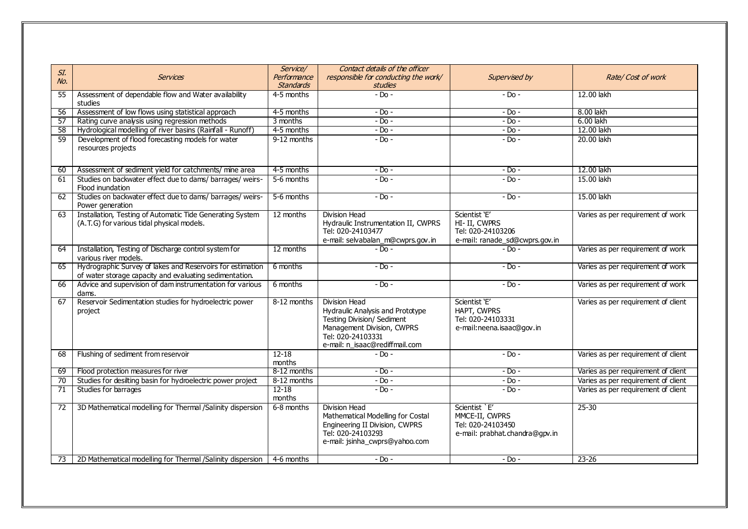| Sl. No. | Services | Service/ Performance Standards | Contact details of the officer responsible for conducting the work/ studies | Supervised by | Rate/ Cost of work |
|---|---|---|---|---|---|
| 55 | Assessment of dependable flow and Water availability studies | 4-5 months | - Do - | - Do - | 12.00 lakh |
| 56 | Assessment of low flows using statistical approach | 4-5 months | - Do - | - Do - | 8.00 lakh |
| 57 | Rating curve analysis using regression methods | 3 months | - Do - | - Do - | 6.00 lakh |
| 58 | Hydrological modelling of river basins (Rainfall - Runoff) | 4-5 months | - Do - | - Do - | 12.00 lakh |
| 59 | Development of flood forecasting models for water resources projects | 9-12 months | - Do - | - Do - | 20.00 lakh |
| 60 | Assessment of sediment yield for catchments/ mine area | 4-5 months | - Do - | - Do - | 12.00 lakh |
| 61 | Studies on backwater effect due to dams/ barrages/ weirs- Flood inundation | 5-6 months | - Do - | - Do - | 15.00 lakh |
| 62 | Studies on backwater effect due to dams/ barrages/ weirs- Power generation | 5-6 months | - Do - | - Do - | 15.00 lakh |
| 63 | Installation, Testing of Automatic Tide Generating System (A.T.G) for various tidal physical models. | 12 months | Division Head<br>Hydraulic Instrumentation II, CWPRS<br>Tel: 020-24103477<br>e-mail: selvabalan_m@cwprs.gov.in | Scientist 'E'<br>HI- II, CWPRS<br>Tel: 020-24103206<br>e-mail: ranade_sd@cwprs.gov.in | Varies as per requirement of work |
| 64 | Installation, Testing of Discharge control system for various river models. | 12 months | - Do - | - Do - | Varies as per requirement of work |
| 65 | Hydrographic Survey of lakes and Reservoirs for estimation of water storage capacity and evaluating sedimentation. | 6 months | - Do - | - Do - | Varies as per requirement of work |
| 66 | Advice and supervision of dam instrumentation for various dams. | 6 months | - Do - | - Do - | Varies as per requirement of work |
| 67 | Reservoir Sedimentation studies for hydroelectric power project | 8-12 months | Division Head<br>Hydraulic Analysis and Prototype Testing Division/ Sediment Management Division, CWPRS<br>Tel: 020-24103331<br>e-mail: n_isaac@rediffmail.com | Scientist 'E'<br>HAPT, CWPRS<br>Tel: 020-24103331<br>e-mail:neena.isaac@gov.in | Varies as per requirement of client |
| 68 | Flushing of sediment from reservoir | 12-18 months | - Do - | - Do - | Varies as per requirement of client |
| 69 | Flood protection measures for river | 8-12 months | - Do - | - Do - | Varies as per requirement of client |
| 70 | Studies for desilting basin for hydroelectric power project | 8-12 months | - Do - | - Do - | Varies as per requirement of client |
| 71 | Studies for barrages | 12-18 months | - Do - | - Do - | Varies as per requirement of client |
| 72 | 3D Mathematical modelling for Thermal /Salinity dispersion | 6-8 months | Division Head<br>Mathematical Modelling for Costal Engineering II Division, CWPRS<br>Tel: 020-24103293<br>e-mail: jsinha_cwprs@yahoo.com | Scientist `E'<br>MMCE-II, CWPRS<br>Tel: 020-24103450<br>e-mail: prabhat.chandra@gpv.in | 25-30 |
| 73 | 2D Mathematical modelling for Thermal /Salinity dispersion | 4-6 months | - Do - | - Do - | 23-26 |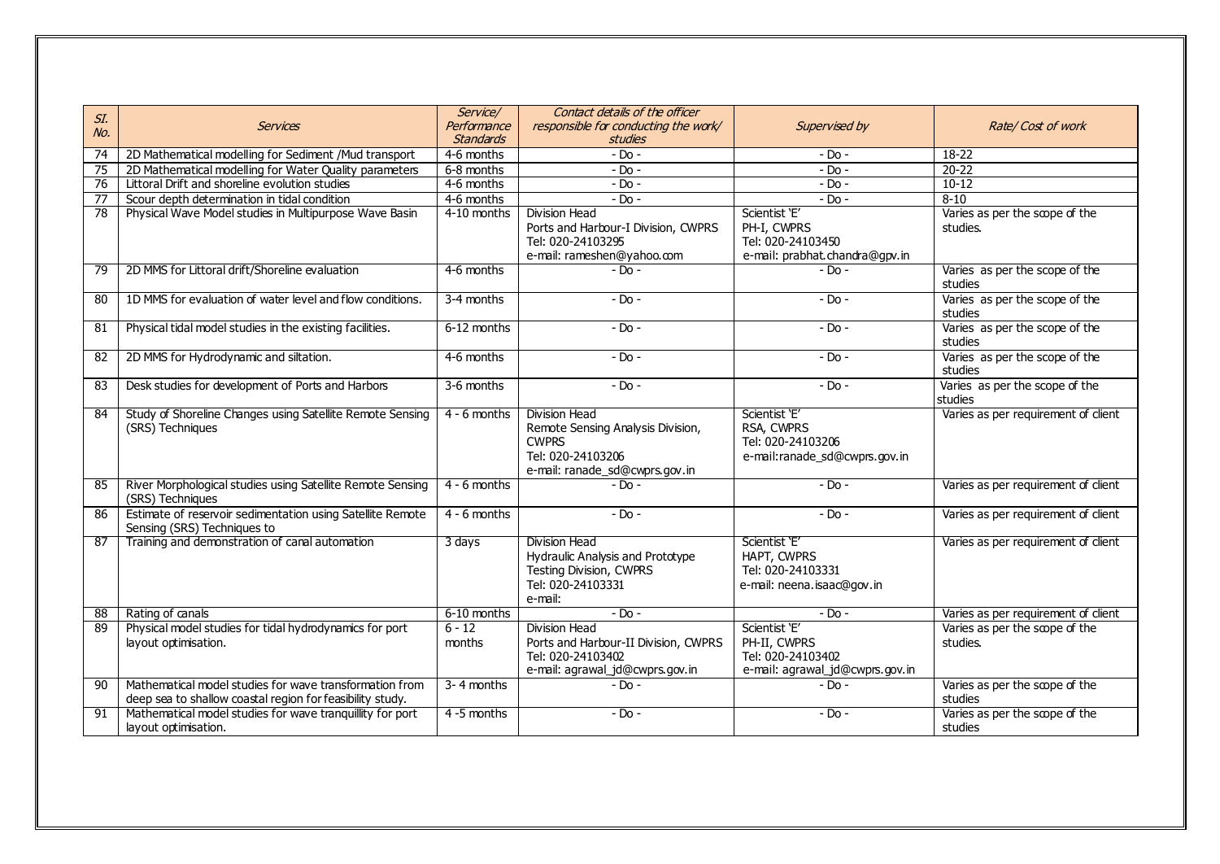| SI. No. | Services | Service/ Performance Standards | Contact details of the officer responsible for conducting the work/ studies | Supervised by | Rate/ Cost of work |
|---|---|---|---|---|---|
| 74 | 2D Mathematical modelling for Sediment /Mud transport | 4-6 months | - Do - | - Do - | 18-22 |
| 75 | 2D Mathematical modelling for Water Quality parameters | 6-8 months | - Do - | - Do - | 20-22 |
| 76 | Littoral Drift and shoreline evolution studies | 4-6 months | - Do - | - Do - | 10-12 |
| 77 | Scour depth determination in tidal condition | 4-6 months | - Do - | - Do - | 8-10 |
| 78 | Physical Wave Model studies in Multipurpose Wave Basin | 4-10 months | Division Head<br>Ports and Harbour-I Division, CWPRS<br>Tel: 020-24103295<br>e-mail: rameshen@yahoo.com | Scientist 'E'<br>PH-I, CWPRS<br>Tel: 020-24103450<br>e-mail: prabhat.chandra@gpv.in | Varies as per the scope of the studies. |
| 79 | 2D MMS for Littoral drift/Shoreline evaluation | 4-6 months | - Do - | - Do - | Varies as per the scope of the studies |
| 80 | 1D MMS for evaluation of water level and flow conditions. | 3-4 months | - Do - | - Do - | Varies as per the scope of the studies |
| 81 | Physical tidal model studies in the existing facilities. | 6-12 months | - Do - | - Do - | Varies as per the scope of the studies |
| 82 | 2D MMS for Hydrodynamic and siltation. | 4-6 months | - Do - | - Do - | Varies as per the scope of the studies |
| 83 | Desk studies for development of Ports and Harbors | 3-6 months | - Do - | - Do - | Varies as per the scope of the studies |
| 84 | Study of Shoreline Changes using Satellite Remote Sensing (SRS) Techniques | 4 - 6 months | Division Head<br>Remote Sensing Analysis Division, CWPRS<br>Tel: 020-24103206<br>e-mail: ranade_sd@cwprs.gov.in | Scientist 'E'<br>RSA, CWPRS<br>Tel: 020-24103206<br>e-mail:ranade_sd@cwprs.gov.in | Varies as per requirement of client |
| 85 | River Morphological studies using Satellite Remote Sensing (SRS) Techniques | 4 - 6 months | - Do - | - Do - | Varies as per requirement of client |
| 86 | Estimate of reservoir sedimentation using Satellite Remote Sensing (SRS) Techniques to | 4 - 6 months | - Do - | - Do - | Varies as per requirement of client |
| 87 | Training and demonstration of canal automation | 3 days | Division Head<br>Hydraulic Analysis and Prototype Testing Division, CWPRS<br>Tel: 020-24103331<br>e-mail: | Scientist 'E'<br>HAPT, CWPRS<br>Tel: 020-24103331<br>e-mail: neena.isaac@gov.in | Varies as per requirement of client |
| 88 | Rating of canals | 6-10 months | - Do - | - Do - | Varies as per requirement of client |
| 89 | Physical model studies for tidal hydrodynamics for port layout optimisation. | 6 - 12 months | Division Head<br>Ports and Harbour-II Division, CWPRS<br>Tel: 020-24103402<br>e-mail: agrawal_jd@cwprs.gov.in | Scientist 'E'<br>PH-II, CWPRS<br>Tel: 020-24103402<br>e-mail: agrawal_jd@cwprs.gov.in | Varies as per the scope of the studies. |
| 90 | Mathematical model studies for wave transformation from deep sea to shallow coastal region for feasibility study. | 3- 4 months | - Do - | - Do - | Varies as per the scope of the studies |
| 91 | Mathematical model studies for wave tranquillity for port layout optimisation. | 4 -5 months | - Do - | - Do - | Varies as per the scope of the studies |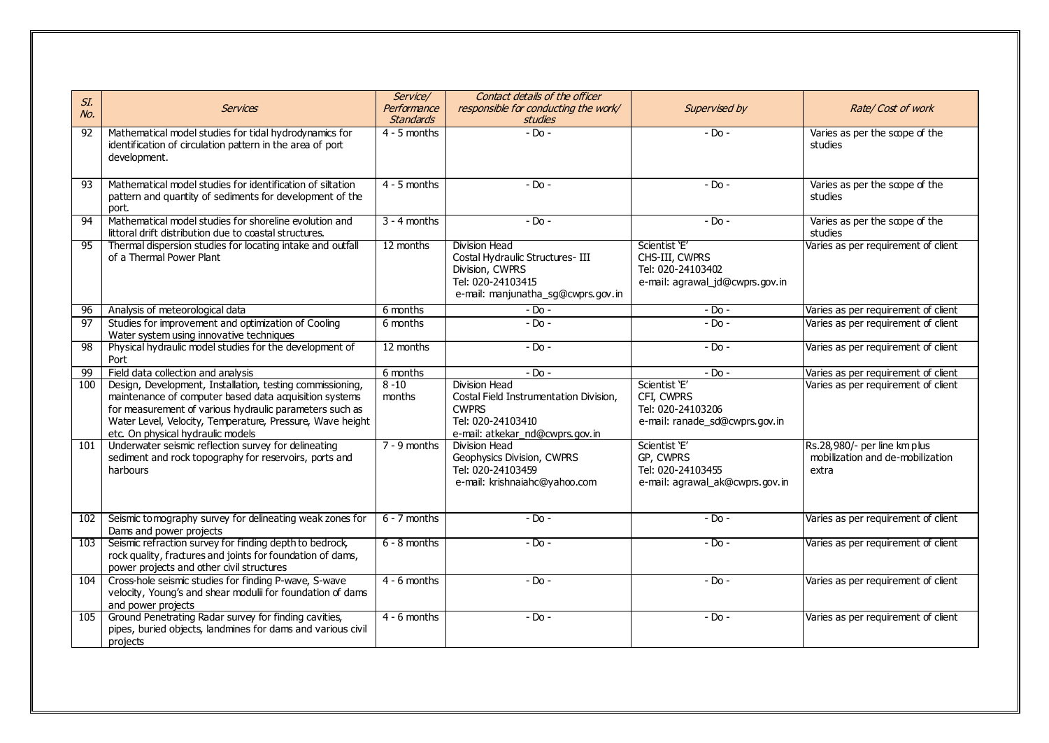| Sl. No. | Services | Service/ Performance Standards | Contact details of the officer responsible for conducting the work/ studies | Supervised by | Rate/ Cost of work |
|---|---|---|---|---|---|
| 92 | Mathematical model studies for tidal hydrodynamics for identification of circulation pattern in the area of port development. | 4 - 5 months | - Do - | - Do - | Varies as per the scope of the studies |
| 93 | Mathematical model studies for identification of siltation pattern and quantity of sediments for development of the port. | 4 - 5 months | - Do - | - Do - | Varies as per the scope of the studies |
| 94 | Mathematical model studies for shoreline evolution and littoral drift distribution due to coastal structures. | 3 - 4 months | - Do - | - Do - | Varies as per the scope of the studies |
| 95 | Thermal dispersion studies for locating intake and outfall of a Thermal Power Plant | 12 months | Division Head<br>Costal Hydraulic Structures- III Division, CWPRS<br>Tel: 020-24103415<br>e-mail: manjunatha_sg@cwprs.gov.in | Scientist 'E'<br>CHS-III, CWPRS<br>Tel: 020-24103402<br>e-mail: agrawal_jd@cwprs.gov.in | Varies as per requirement of client |
| 96 | Analysis of meteorological data | 6 months | - Do - | - Do - | Varies as per requirement of client |
| 97 | Studies for improvement and optimization of Cooling Water system using innovative techniques | 6 months | - Do - | - Do - | Varies as per requirement of client |
| 98 | Physical hydraulic model studies for the development of Port | 12 months | - Do - | - Do - | Varies as per requirement of client |
| 99 | Field data collection and analysis | 6 months | - Do - | - Do - | Varies as per requirement of client |
| 100 | Design, Development, Installation, testing commissioning, maintenance of computer based data acquisition systems for measurement of various hydraulic parameters such as Water Level, Velocity, Temperature, Pressure, Wave height etc. On physical hydraulic models | 8 -10 months | Division Head<br>Costal Field Instrumentation Division, CWPRS<br>Tel: 020-24103410<br>e-mail: atkekar_nd@cwprs.gov.in | Scientist 'E'<br>CFI, CWPRS<br>Tel: 020-24103206<br>e-mail: ranade_sd@cwprs.gov.in | Varies as per requirement of client |
| 101 | Underwater seismic reflection survey for delineating sediment and rock topography for reservoirs, ports and harbours | 7 - 9 months | Division Head<br>Geophysics Division, CWPRS<br>Tel: 020-24103459<br>e-mail: krishnaiahc@yahoo.com | Scientist 'E'<br>GP, CWPRS<br>Tel: 020-24103455<br>e-mail: agrawal_ak@cwprs.gov.in | Rs.28,980/- per line km plus mobilization and de-mobilization extra |
| 102 | Seismic tomography survey for delineating weak zones for Dams and power projects | 6 - 7 months | - Do - | - Do - | Varies as per requirement of client |
| 103 | Seismic refraction survey for finding depth to bedrock, rock quality, fractures and joints for foundation of dams, power projects and other civil structures | 6 - 8 months | - Do - | - Do - | Varies as per requirement of client |
| 104 | Cross-hole seismic studies for finding P-wave, S-wave velocity, Young's and shear modulii for foundation of dams and power projects | 4 - 6 months | - Do - | - Do - | Varies as per requirement of client |
| 105 | Ground Penetrating Radar survey for finding cavities, pipes, buried objects, landmines for dams and various civil projects | 4 - 6 months | - Do - | - Do - | Varies as per requirement of client |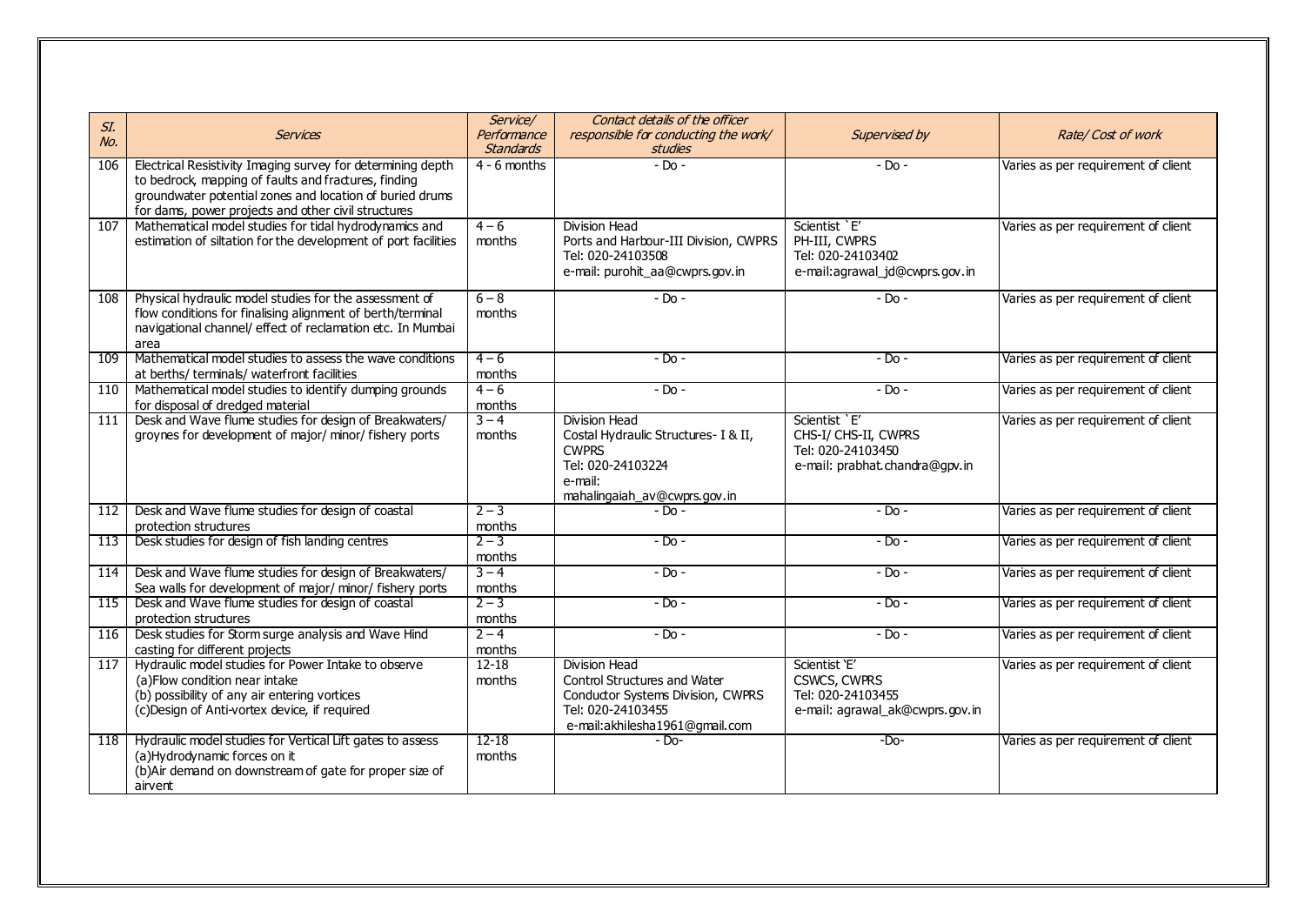| Sl. No. | Services | Service/ Performance Standards | Contact details of the officer responsible for conducting the work/ studies | Supervised by | Rate/ Cost of work |
|---|---|---|---|---|---|
| 106 | Electrical Resistivity Imaging survey for determining depth to bedrock, mapping of faults and fractures, finding groundwater potential zones and location of buried drums for dams, power projects and other civil structures | 4 - 6 months | - Do - | - Do - | Varies as per requirement of client |
| 107 | Mathematical model studies for tidal hydrodynamics and estimation of siltation for the development of port facilities | 4 – 6 months | Division Head<br>Ports and Harbour-III Division, CWPRS<br>Tel: 020-24103508<br>e-mail: purohit_aa@cwprs.gov.in | Scientist `E'<br>PH-III, CWPRS<br>Tel: 020-24103402<br>e-mail:agrawal_jd@cwprs.gov.in | Varies as per requirement of client |
| 108 | Physical hydraulic model studies for the assessment of flow conditions for finalising alignment of berth/terminal navigational channel/ effect of reclamation etc. In Mumbai area | 6 – 8 months | - Do - | - Do - | Varies as per requirement of client |
| 109 | Mathematical model studies to assess the wave conditions at berths/ terminals/ waterfront facilities | 4 – 6 months | - Do - | - Do - | Varies as per requirement of client |
| 110 | Mathematical model studies to identify dumping grounds for disposal of dredged material | 4 – 6 months | - Do - | - Do - | Varies as per requirement of client |
| 111 | Desk and Wave flume studies for design of Breakwaters/ groynes for development of major/ minor/ fishery ports | 3 – 4 months | Division Head<br>Costal Hydraulic Structures- I & II, CWPRS<br>Tel: 020-24103224<br>e-mail: mahalingaiah_av@cwprs.gov.in | Scientist `E'<br>CHS-I/ CHS-II, CWPRS<br>Tel: 020-24103450<br>e-mail: prabhat.chandra@gpv.in | Varies as per requirement of client |
| 112 | Desk and Wave flume studies for design of coastal protection structures | 2 – 3 months | - Do - | - Do - | Varies as per requirement of client |
| 113 | Desk studies for design of fish landing centres | 2 – 3 months | - Do - | - Do - | Varies as per requirement of client |
| 114 | Desk and Wave flume studies for design of Breakwaters/ Sea walls for development of major/ minor/ fishery ports | 3 – 4 months | - Do - | - Do - | Varies as per requirement of client |
| 115 | Desk and Wave flume studies for design of coastal protection structures | 2 – 3 months | - Do - | - Do - | Varies as per requirement of client |
| 116 | Desk studies for Storm surge analysis and Wave Hind casting for different projects | 2 – 4 months | - Do - | - Do - | Varies as per requirement of client |
| 117 | Hydraulic model studies for Power Intake to observe<br>(a)Flow condition near intake<br>(b) possibility of any air entering vortices<br>(c)Design of Anti-vortex device, if required | 12-18 months | Division Head<br>Control Structures and Water Conductor Systems Division, CWPRS<br>Tel: 020-24103455<br>e-mail:akhilesha1961@gmail.com | Scientist 'E'<br>CSWCS, CWPRS<br>Tel: 020-24103455<br>e-mail: agrawal_ak@cwprs.gov.in | Varies as per requirement of client |
| 118 | Hydraulic model studies for Vertical Lift gates to assess<br>(a)Hydrodynamic forces on it<br>(b)Air demand on downstream of gate for proper size of airvent | 12-18 months | - Do- | -Do- | Varies as per requirement of client |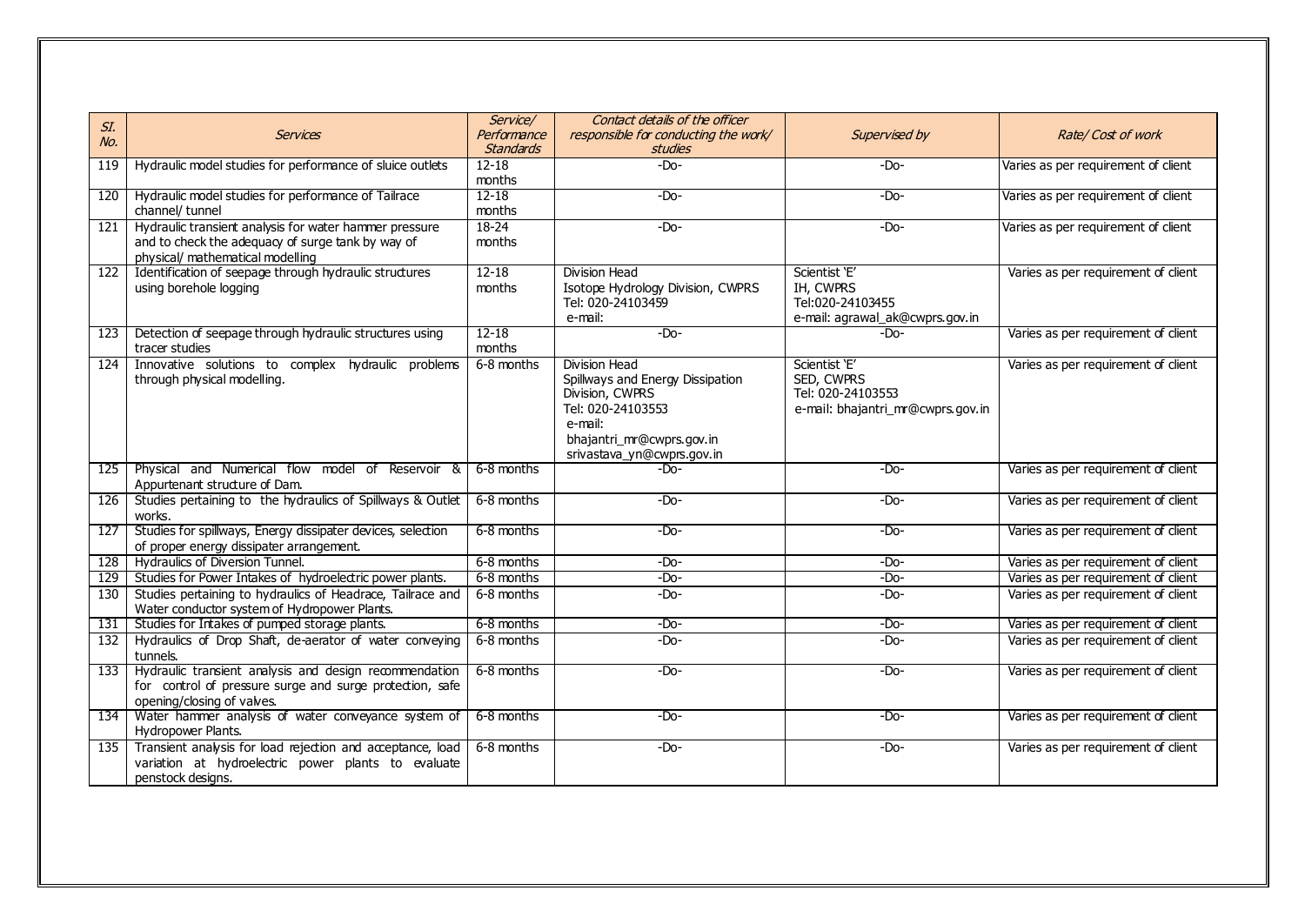| Sl. No. | Services | Service/ Performance Standards | Contact details of the officer responsible for conducting the work/ studies | Supervised by | Rate/ Cost of work |
|---|---|---|---|---|---|
| 119 | Hydraulic model studies for performance of sluice outlets | 12-18 months | -Do- | -Do- | Varies as per requirement of client |
| 120 | Hydraulic model studies for performance of Tailrace channel/ tunnel | 12-18 months | -Do- | -Do- | Varies as per requirement of client |
| 121 | Hydraulic transient analysis for water hammer pressure and to check the adequacy of surge tank by way of physical/ mathematical modelling | 18-24 months | -Do- | -Do- | Varies as per requirement of client |
| 122 | Identification of seepage through hydraulic structures using borehole logging | 12-18 months | Division Head<br>Isotope Hydrology Division, CWPRS<br>Tel: 020-24103459<br>e-mail: | Scientist 'E'<br>IH, CWPRS<br>Tel:020-24103455<br>e-mail: agrawal_ak@cwprs.gov.in | Varies as per requirement of client |
| 123 | Detection of seepage through hydraulic structures using tracer studies | 12-18 months | -Do- | -Do- | Varies as per requirement of client |
| 124 | Innovative solutions to complex hydraulic problems through physical modelling. | 6-8 months | Division Head<br>Spillways and Energy Dissipation Division, CWPRS<br>Tel: 020-24103553<br>e-mail:<br>bhajantri_mr@cwprs.gov.in<br>srivastava_yn@cwprs.gov.in | Scientist 'E'<br>SED, CWPRS<br>Tel: 020-24103553<br>e-mail: bhajantri_mr@cwprs.gov.in | Varies as per requirement of client |
| 125 | Physical and Numerical flow model of Reservoir & Appurtenant structure of Dam. | 6-8 months | -Do- | -Do- | Varies as per requirement of client |
| 126 | Studies pertaining to the hydraulics of Spillways & Outlet works. | 6-8 months | -Do- | -Do- | Varies as per requirement of client |
| 127 | Studies for spillways, Energy dissipater devices, selection of proper energy dissipater arrangement. | 6-8 months | -Do- | -Do- | Varies as per requirement of client |
| 128 | Hydraulics of Diversion Tunnel. | 6-8 months | -Do- | -Do- | Varies as per requirement of client |
| 129 | Studies for Power Intakes of hydroelectric power plants. | 6-8 months | -Do- | -Do- | Varies as per requirement of client |
| 130 | Studies pertaining to hydraulics of Headrace, Tailrace and Water conductor system of Hydropower Plants. | 6-8 months | -Do- | -Do- | Varies as per requirement of client |
| 131 | Studies for Intakes of pumped storage plants. | 6-8 months | -Do- | -Do- | Varies as per requirement of client |
| 132 | Hydraulics of Drop Shaft, de-aerator of water conveying tunnels. | 6-8 months | -Do- | -Do- | Varies as per requirement of client |
| 133 | Hydraulic transient analysis and design recommendation for control of pressure surge and surge protection, safe opening/closing of valves. | 6-8 months | -Do- | -Do- | Varies as per requirement of client |
| 134 | Water hammer analysis of water conveyance system of Hydropower Plants. | 6-8 months | -Do- | -Do- | Varies as per requirement of client |
| 135 | Transient analysis for load rejection and acceptance, load variation at hydroelectric power plants to evaluate penstock designs. | 6-8 months | -Do- | -Do- | Varies as per requirement of client |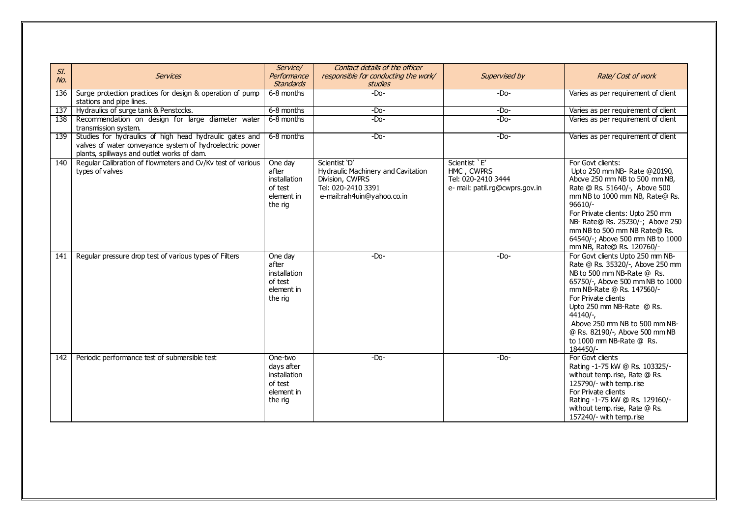| Sl. No. | Services | Service/ Performance Standards | Contact details of the officer responsible for conducting the work/ studies | Supervised by | Rate/ Cost of work |
|---|---|---|---|---|---|
| 136 | Surge protection practices for design & operation of pump stations and pipe lines. | 6-8 months | -Do- | -Do- | Varies as per requirement of client |
| 137 | Hydraulics of surge tank & Penstocks. | 6-8 months | -Do- | -Do- | Varies as per requirement of client |
| 138 | Recommendation on design for large diameter water transmission system. | 6-8 months | -Do- | -Do- | Varies as per requirement of client |
| 139 | Studies for hydraulics of high head hydraulic gates and valves of water conveyance system of hydroelectric power plants, spillways and outlet works of dam. | 6-8 months | -Do- | -Do- | Varies as per requirement of client |
| 140 | Regular Calibration of flowmeters and Cv/Kv test of various types of valves | One day after installation of test element in the rig | Scientist 'D' Hydraulic Machinery and Cavitation Division, CWPRS Tel: 020-2410 3391 e-mail:rah4uin@yahoo.co.in | Scientist `E' HMC , CWPRS Tel: 020-2410 3444 e- mail: patil.rg@cwprs.gov.in | For Govt clients: Upto 250 mm NB- Rate @20190, Above 250 mm NB to 500 mm NB, Rate @ Rs. 51640/-, Above 500 mm NB to 1000 mm NB, Rate@ Rs. 96610/- For Private clients: Upto 250 mm NB- Rate@ Rs. 25230/-; Above 250 mm NB to 500 mm NB Rate@ Rs. 64540/-; Above 500 mm NB to 1000 mm NB, Rate@ Rs. 120760/- |
| 141 | Regular pressure drop test of various types of Filters | One day after installation of test element in the rig | -Do- | -Do- | For Govt clients Upto 250 mm NB-Rate @ Rs. 35320/-, Above 250 mm NB to 500 mm NB-Rate @ Rs. 65750/-, Above 500 mm NB to 1000 mm NB-Rate @ Rs. 147560/- For Private clients Upto 250 mm NB-Rate @ Rs. 44140/-, Above 250 mm NB to 500 mm NB-@ Rs. 82190/-, Above 500 mm NB to 1000 mm NB-Rate @ Rs. 184450/- |
| 142 | Periodic performance test of submersible test | One-two days after installation of test element in the rig | -Do- | -Do- | For Govt clients Rating -1-75 kW @ Rs. 103325/- without temp.rise, Rate @ Rs. 125790/- with temp.rise For Private clients Rating -1-75 kW @ Rs. 129160/- without temp.rise, Rate @ Rs. 157240/- with temp.rise |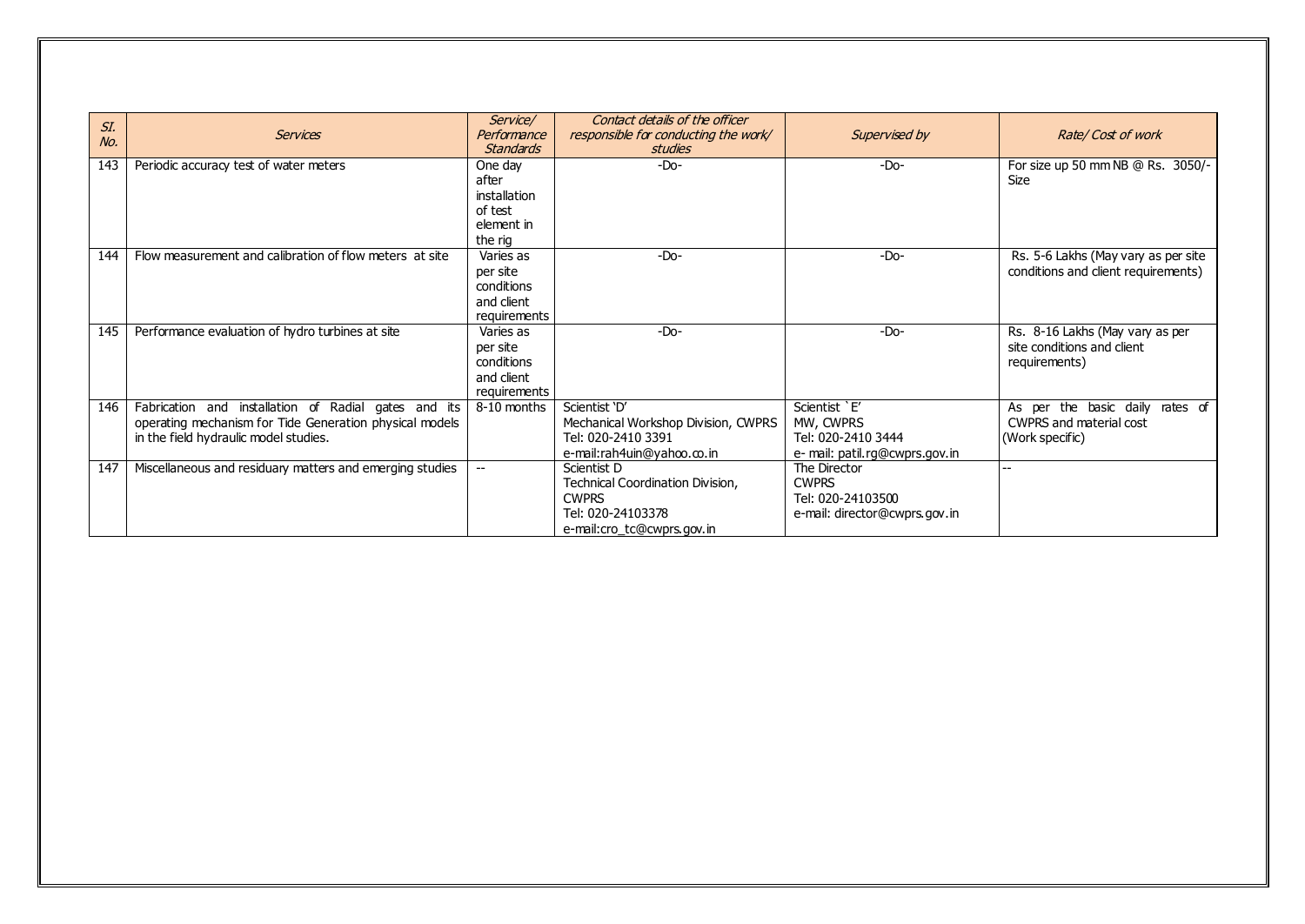| Sl. No. | Services | Service/ Performance Standards | Contact details of the officer responsible for conducting the work/ studies | Supervised by | Rate/ Cost of work |
|---|---|---|---|---|---|
| 143 | Periodic accuracy test of water meters | One day after installation of test element in the rig | -Do- | -Do- | For size up 50 mm NB @ Rs. 3050/- Size |
| 144 | Flow measurement and calibration of flow meters at site | Varies as per site conditions and client requirements | -Do- | -Do- | Rs. 5-6 Lakhs (May vary as per site conditions and client requirements) |
| 145 | Performance evaluation of hydro turbines at site | Varies as per site conditions and client requirements | -Do- | -Do- | Rs. 8-16 Lakhs (May vary as per site conditions and client requirements) |
| 146 | Fabrication and installation of Radial gates and its operating mechanism for Tide Generation physical models in the field hydraulic model studies. | 8-10 months | Scientist 'D'<br>Mechanical Workshop Division, CWPRS<br>Tel: 020-2410 3391<br>e-mail:rah4uin@yahoo.co.in | Scientist `E'<br>MW, CWPRS<br>Tel: 020-2410 3444<br>e- mail: patil.rg@cwprs.gov.in | As per the basic daily rates of CWPRS and material cost<br>(Work specific) |
| 147 | Miscellaneous and residuary matters and emerging studies | -- | Scientist D<br>Technical Coordination Division,<br>CWPRS<br>Tel: 020-24103378<br>e-mail:cro_tc@cwprs.gov.in | The Director<br>CWPRS<br>Tel: 020-24103500<br>e-mail: director@cwprs.gov.in | -- |